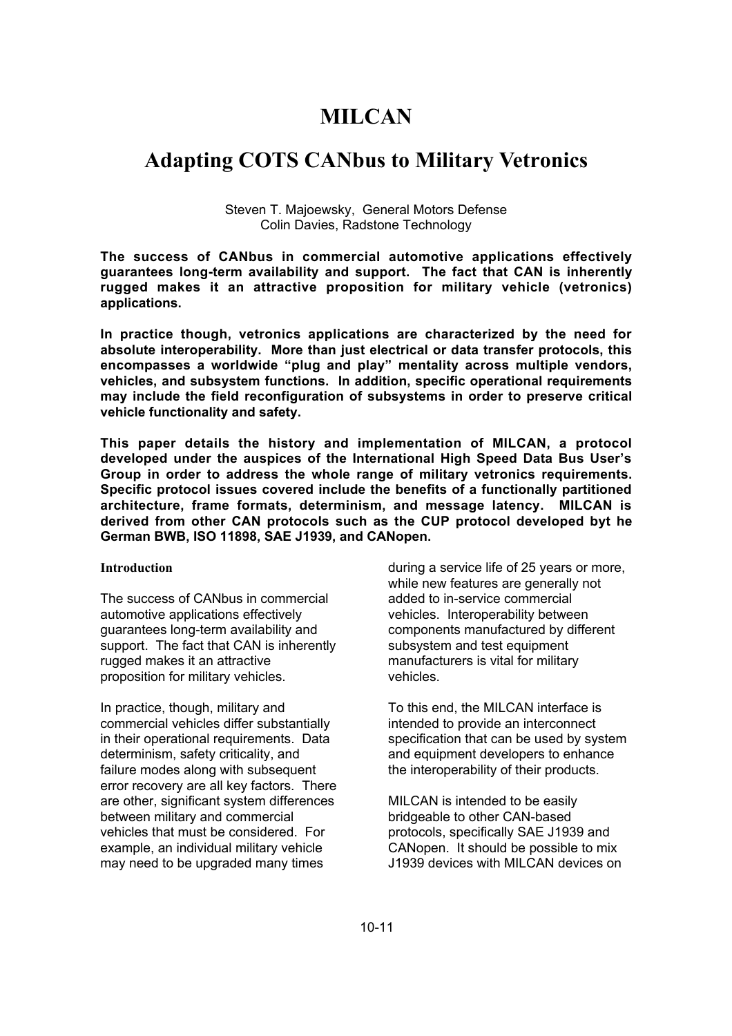# MILCAN

## Adapting COTS CANbus to Military Vetronics

Steven T. Majoewsky, General Motors Defense
Colin Davies, Radstone Technology

**The success of CANbus in commercial automotive applications effectively guarantees long-term availability and support. The fact that CAN is inherently rugged makes it an attractive proposition for military vehicle (vetronics) applications.**

**In practice though, vetronics applications are characterized by the need for absolute interoperability. More than just electrical or data transfer protocols, this encompasses a worldwide "plug and play" mentality across multiple vendors, vehicles, and subsystem functions. In addition, specific operational requirements may include the field reconfiguration of subsystems in order to preserve critical vehicle functionality and safety.**

**This paper details the history and implementation of MILCAN, a protocol developed under the auspices of the International High Speed Data Bus User's Group in order to address the whole range of military vetronics requirements. Specific protocol issues covered include the benefits of a functionally partitioned architecture, frame formats, determinism, and message latency. MILCAN is derived from other CAN protocols such as the CUP protocol developed byt he German BWB, ISO 11898, SAE J1939, and CANopen.**

### Introduction

The success of CANbus in commercial automotive applications effectively guarantees long-term availability and support. The fact that CAN is inherently rugged makes it an attractive proposition for military vehicles.

In practice, though, military and commercial vehicles differ substantially in their operational requirements. Data determinism, safety criticality, and failure modes along with subsequent error recovery are all key factors. There are other, significant system differences between military and commercial vehicles that must be considered. For example, an individual military vehicle may need to be upgraded many times during a service life of 25 years or more, while new features are generally not added to in-service commercial vehicles. Interoperability between components manufactured by different subsystem and test equipment manufacturers is vital for military vehicles.

To this end, the MILCAN interface is intended to provide an interconnect specification that can be used by system and equipment developers to enhance the interoperability of their products.

MILCAN is intended to be easily bridgeable to other CAN-based protocols, specifically SAE J1939 and CANopen. It should be possible to mix J1939 devices with MILCAN devices on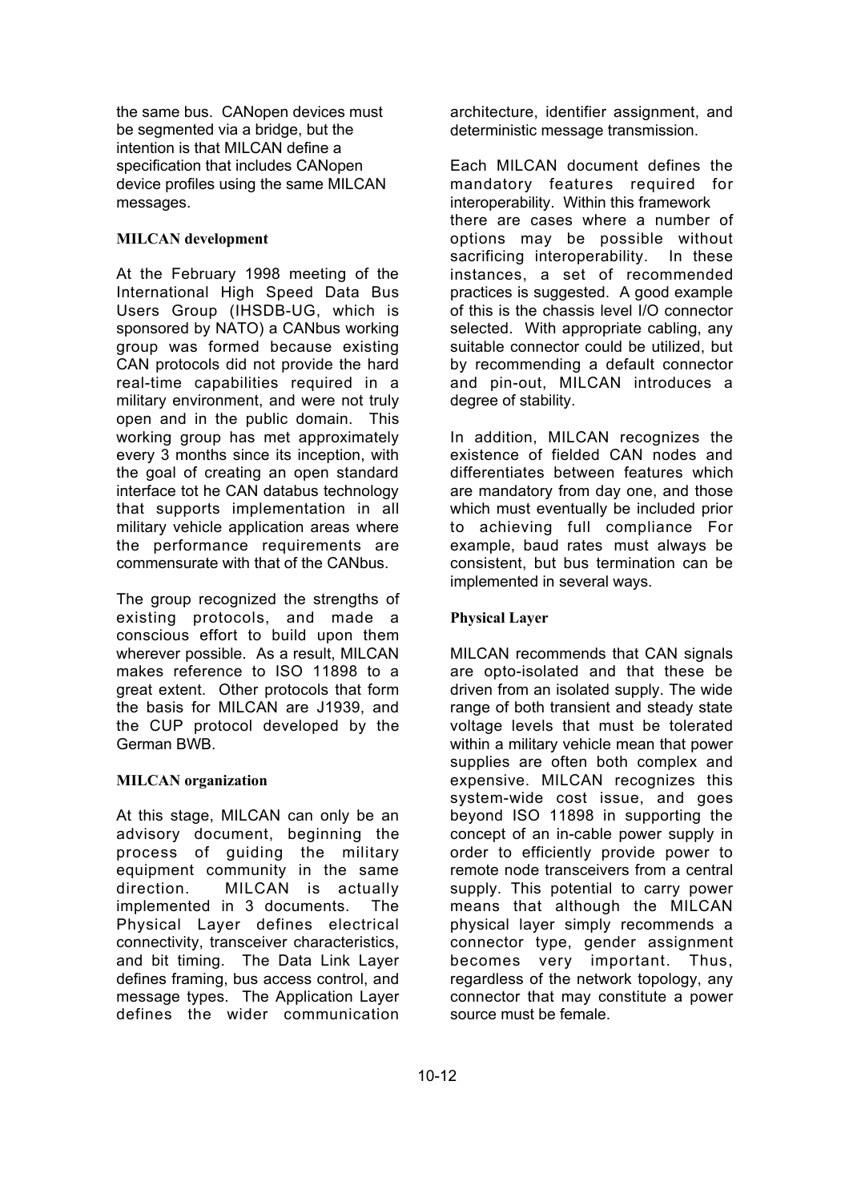the same bus. CANopen devices must be segmented via a bridge, but the intention is that MILCAN define a specification that includes CANopen device profiles using the same MILCAN messages.

### MILCAN development

At the February 1998 meeting of the International High Speed Data Bus Users Group (IHSDB-UG, which is sponsored by NATO) a CANbus working group was formed because existing CAN protocols did not provide the hard real-time capabilities required in a military environment, and were not truly open and in the public domain. This working group has met approximately every 3 months since its inception, with the goal of creating an open standard interface tot he CAN databus technology that supports implementation in all military vehicle application areas where the performance requirements are commensurate with that of the CANbus.

The group recognized the strengths of existing protocols, and made a conscious effort to build upon them wherever possible. As a result, MILCAN makes reference to ISO 11898 to a great extent. Other protocols that form the basis for MILCAN are J1939, and the CUP protocol developed by the German BWB.

### MILCAN organization

At this stage, MILCAN can only be an advisory document, beginning the process of guiding the military equipment community in the same direction. MILCAN is actually implemented in 3 documents. The Physical Layer defines electrical connectivity, transceiver characteristics, and bit timing. The Data Link Layer defines framing, bus access control, and message types. The Application Layer defines the wider communication architecture, identifier assignment, and deterministic message transmission.

Each MILCAN document defines the mandatory features required for interoperability. Within this framework there are cases where a number of options may be possible without sacrificing interoperability. In these instances, a set of recommended practices is suggested. A good example of this is the chassis level I/O connector selected. With appropriate cabling, any suitable connector could be utilized, but by recommending a default connector and pin-out, MILCAN introduces a degree of stability.

In addition, MILCAN recognizes the existence of fielded CAN nodes and differentiates between features which are mandatory from day one, and those which must eventually be included prior to achieving full compliance For example, baud rates must always be consistent, but bus termination can be implemented in several ways.

### Physical Layer

MILCAN recommends that CAN signals are opto-isolated and that these be driven from an isolated supply. The wide range of both transient and steady state voltage levels that must be tolerated within a military vehicle mean that power supplies are often both complex and expensive. MILCAN recognizes this system-wide cost issue, and goes beyond ISO 11898 in supporting the concept of an in-cable power supply in order to efficiently provide power to remote node transceivers from a central supply. This potential to carry power means that although the MILCAN physical layer simply recommends a connector type, gender assignment becomes very important. Thus, regardless of the network topology, any connector that may constitute a power source must be female.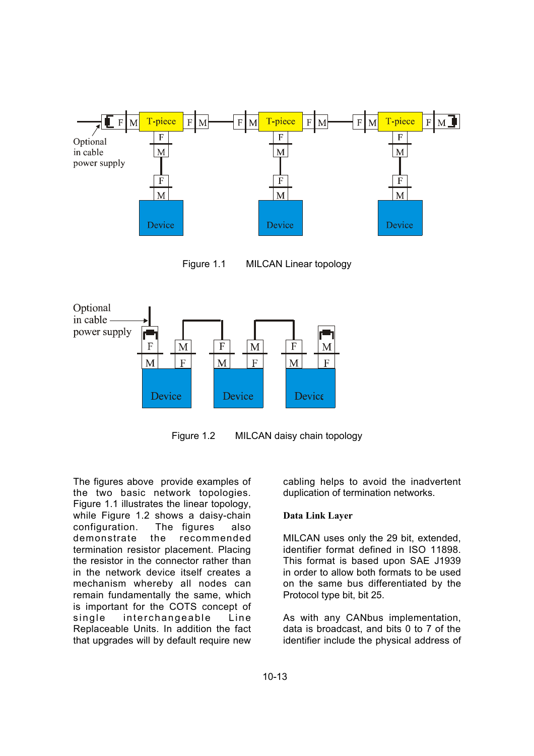Figure 1.1 MILCAN Linear topology

Figure 1.2 MILCAN daisy chain topology

The figures above provide examples of the two basic network topologies. Figure 1.1 illustrates the linear topology, while Figure 1.2 shows a daisy-chain configuration. The figures also demonstrate the recommended termination resistor placement. Placing the resistor in the connector rather than in the network device itself creates a mechanism whereby all nodes can remain fundamentally the same, which is important for the COTS concept of single interchangeable Line Replaceable Units. In addition the fact that upgrades will by default require new cabling helps to avoid the inadvertent duplication of termination networks.

**Data Link Layer**

MILCAN uses only the 29 bit, extended, identifier format defined in ISO 11898. This format is based upon SAE J1939 in order to allow both formats to be used on the same bus differentiated by the Protocol type bit, bit 25.

As with any CANbus implementation, data is broadcast, and bits 0 to 7 of the identifier include the physical address of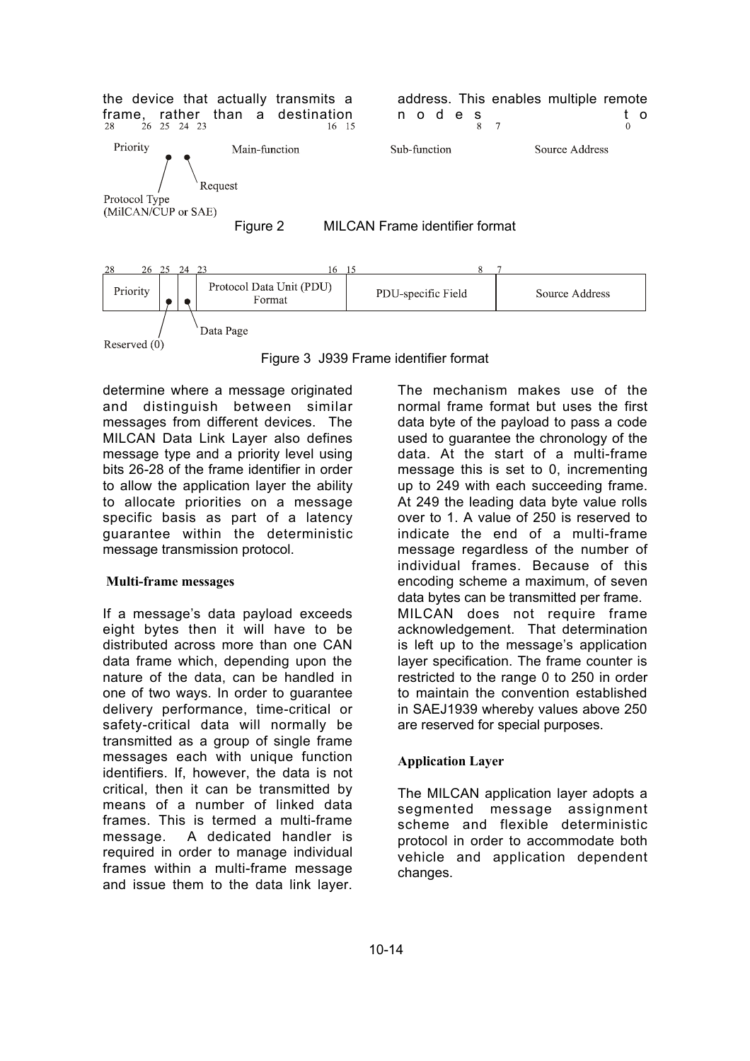the device that actually transmits a frame, rather than a destination address. This enables multiple remote nodes to

| 28 – 26 | 25 | 24 | 23 – 16 | 15 – 8 | 7 – 0 |
|---|---|---|---|---|---|
| Priority | Protocol Type (MilCAN/CUP or SAE) | Request | Main-function | Sub-function | Source Address |

Figure 2 MILCAN Frame identifier format

| 28 – 26 | 25 | 24 | 23 – 16 | 15 – 8 | 7 – 0 |
|---|---|---|---|---|---|
| Priority | Reserved (0) | Data Page | Protocol Data Unit (PDU) Format | PDU-specific Field | Source Address |

Figure 3 J939 Frame identifier format

determine where a message originated and distinguish between similar messages from different devices. The MILCAN Data Link Layer also defines message type and a priority level using bits 26-28 of the frame identifier in order to allow the application layer the ability to allocate priorities on a message specific basis as part of a latency guarantee within the deterministic message transmission protocol.

**Multi-frame messages**

If a message's data payload exceeds eight bytes then it will have to be distributed across more than one CAN data frame which, depending upon the nature of the data, can be handled in one of two ways. In order to guarantee delivery performance, time-critical or safety-critical data will normally be transmitted as a group of single frame messages each with unique function identifiers. If, however, the data is not critical, then it can be transmitted by means of a number of linked data frames. This is termed a multi-frame message. A dedicated handler is required in order to manage individual frames within a multi-frame message and issue them to the data link layer. The mechanism makes use of the normal frame format but uses the first data byte of the payload to pass a code used to guarantee the chronology of the data. At the start of a multi-frame message this is set to 0, incrementing up to 249 with each succeeding frame. At 249 the leading data byte value rolls over to 1. A value of 250 is reserved to indicate the end of a multi-frame message regardless of the number of individual frames. Because of this encoding scheme a maximum, of seven data bytes can be transmitted per frame. MILCAN does not require frame acknowledgement. That determination is left up to the message's application layer specification. The frame counter is restricted to the range 0 to 250 in order to maintain the convention established in SAEJ1939 whereby values above 250 are reserved for special purposes.

**Application Layer**

The MILCAN application layer adopts a segmented message assignment scheme and flexible deterministic protocol in order to accommodate both vehicle and application dependent changes.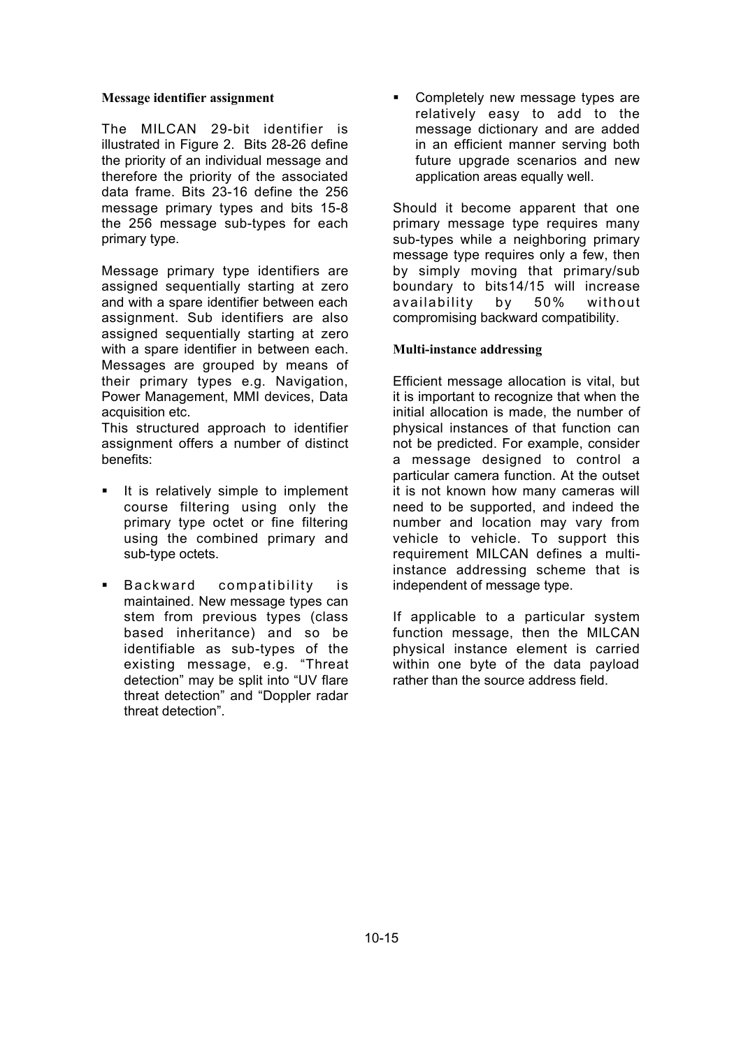### Message identifier assignment

The MILCAN 29-bit identifier is illustrated in Figure 2. Bits 28-26 define the priority of an individual message and therefore the priority of the associated data frame. Bits 23-16 define the 256 message primary types and bits 15-8 the 256 message sub-types for each primary type.

Message primary type identifiers are assigned sequentially starting at zero and with a spare identifier between each assignment. Sub identifiers are also assigned sequentially starting at zero with a spare identifier in between each. Messages are grouped by means of their primary types e.g. Navigation, Power Management, MMI devices, Data acquisition etc.

This structured approach to identifier assignment offers a number of distinct benefits:

- It is relatively simple to implement course filtering using only the primary type octet or fine filtering using the combined primary and sub-type octets.
- Backward compatibility is maintained. New message types can stem from previous types (class based inheritance) and so be identifiable as sub-types of the existing message, e.g. "Threat detection" may be split into "UV flare threat detection" and "Doppler radar threat detection".
- Completely new message types are relatively easy to add to the message dictionary and are added in an efficient manner serving both future upgrade scenarios and new application areas equally well.

Should it become apparent that one primary message type requires many sub-types while a neighboring primary message type requires only a few, then by simply moving that primary/sub boundary to bits14/15 will increase availability by 50% without compromising backward compatibility.

### Multi-instance addressing

Efficient message allocation is vital, but it is important to recognize that when the initial allocation is made, the number of physical instances of that function can not be predicted. For example, consider a message designed to control a particular camera function. At the outset it is not known how many cameras will need to be supported, and indeed the number and location may vary from vehicle to vehicle. To support this requirement MILCAN defines a multi-instance addressing scheme that is independent of message type.

If applicable to a particular system function message, then the MILCAN physical instance element is carried within one byte of the data payload rather than the source address field.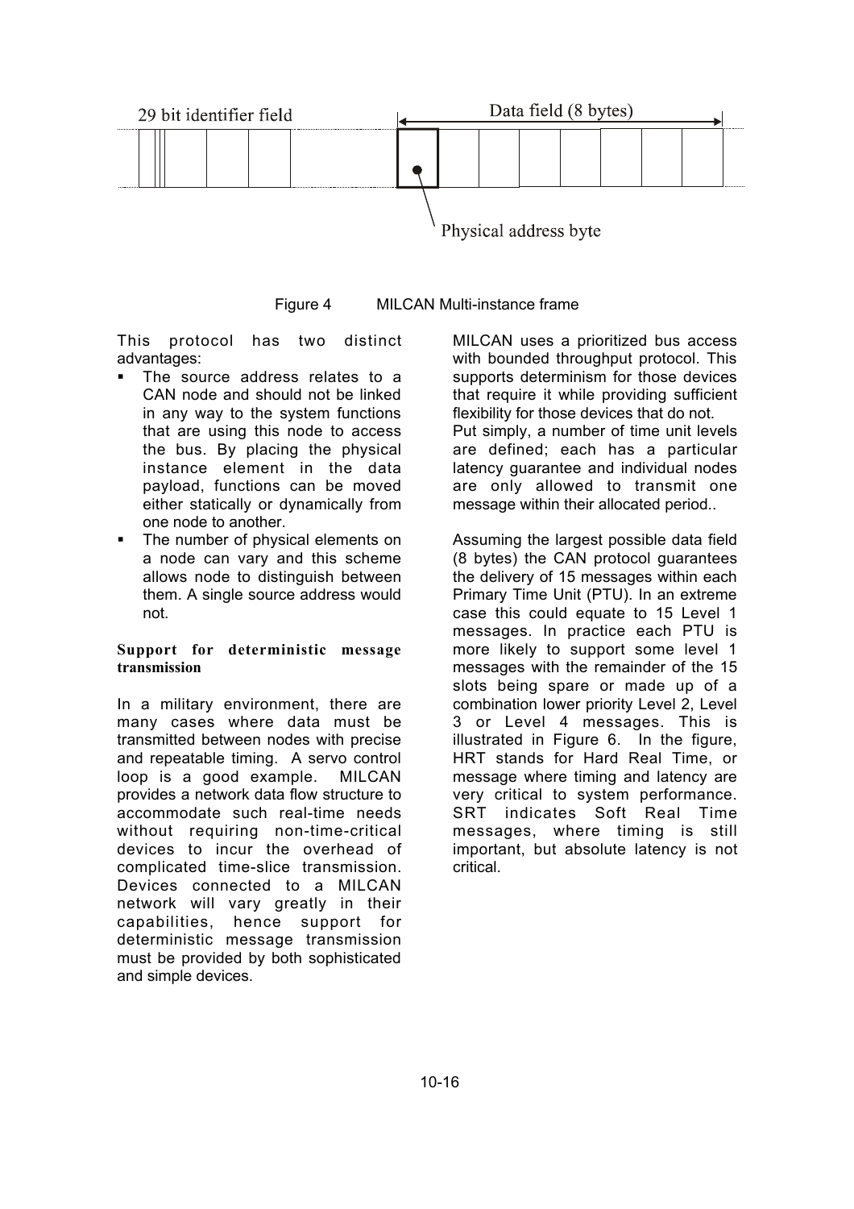29 bit identifier field

Data field (8 bytes)

Physical address byte

Figure 4 MILCAN Multi-instance frame

This protocol has two distinct advantages:

- The source address relates to a CAN node and should not be linked in any way to the system functions that are using this node to access the bus. By placing the physical instance element in the data payload, functions can be moved either statically or dynamically from one node to another.
- The number of physical elements on a node can vary and this scheme allows node to distinguish between them. A single source address would not.

**Support for deterministic message transmission**

In a military environment, there are many cases where data must be transmitted between nodes with precise and repeatable timing. A servo control loop is a good example. MILCAN provides a network data flow structure to accommodate such real-time needs without requiring non-time-critical devices to incur the overhead of complicated time-slice transmission. Devices connected to a MILCAN network will vary greatly in their capabilities, hence support for deterministic message transmission must be provided by both sophisticated and simple devices.

MILCAN uses a prioritized bus access with bounded throughput protocol. This supports determinism for those devices that require it while providing sufficient flexibility for those devices that do not. Put simply, a number of time unit levels are defined; each has a particular latency guarantee and individual nodes are only allowed to transmit one message within their allocated period..

Assuming the largest possible data field (8 bytes) the CAN protocol guarantees the delivery of 15 messages within each Primary Time Unit (PTU). In an extreme case this could equate to 15 Level 1 messages. In practice each PTU is more likely to support some level 1 messages with the remainder of the 15 slots being spare or made up of a combination lower priority Level 2, Level 3 or Level 4 messages. This is illustrated in Figure 6. In the figure, HRT stands for Hard Real Time, or message where timing and latency are very critical to system performance. SRT indicates Soft Real Time messages, where timing is still important, but absolute latency is not critical.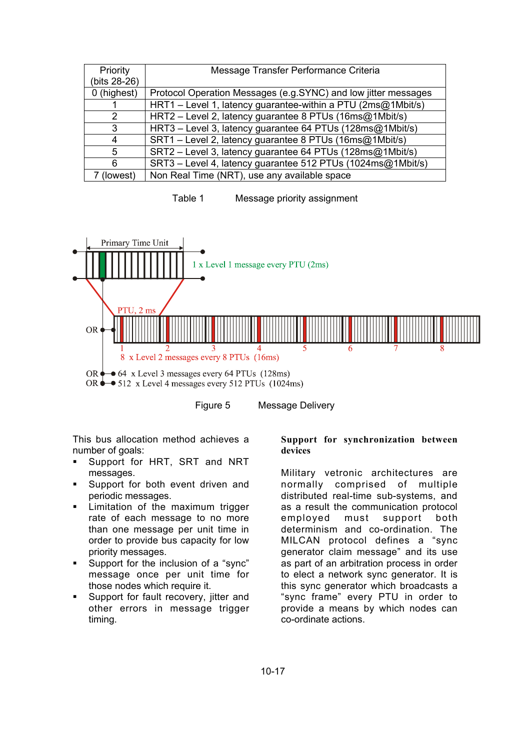| Priority (bits 28-26) | Message Transfer Performance Criteria |
|---|---|
| 0 (highest) | Protocol Operation Messages (e.g.SYNC) and low jitter messages |
| 1 | HRT1 – Level 1, latency guarantee-within a PTU (2ms@1Mbit/s) |
| 2 | HRT2 – Level 2, latency guarantee 8 PTUs (16ms@1Mbit/s) |
| 3 | HRT3 – Level 3, latency guarantee 64 PTUs (128ms@1Mbit/s) |
| 4 | SRT1 – Level 2, latency guarantee 8 PTUs (16ms@1Mbit/s) |
| 5 | SRT2 – Level 3, latency guarantee 64 PTUs (128ms@1Mbit/s) |
| 6 | SRT3 – Level 4, latency guarantee 512 PTUs (1024ms@1Mbit/s) |
| 7 (lowest) | Non Real Time (NRT), use any available space |

Table 1 Message priority assignment

Primary Time Unit

1 x Level 1 message every PTU (2ms)

PTU, 2 ms

OR

1 2 3 4 5 6 7 8

8 x Level 2 messages every 8 PTUs (16ms)

OR 64 x Level 3 messages every 64 PTUs (128ms)

OR 512 x Level 4 messages every 512 PTUs (1024ms)

Figure 5 Message Delivery

This bus allocation method achieves a number of goals:

- Support for HRT, SRT and NRT messages.
- Support for both event driven and periodic messages.
- Limitation of the maximum trigger rate of each message to no more than one message per unit time in order to provide bus capacity for low priority messages.
- Support for the inclusion of a "sync" message once per unit time for those nodes which require it.
- Support for fault recovery, jitter and other errors in message trigger timing.

**Support for synchronization between devices**

Military vetronic architectures are normally comprised of multiple distributed real-time sub-systems, and as a result the communication protocol employed must support both determinism and co-ordination. The MILCAN protocol defines a "sync generator claim message" and its use as part of an arbitration process in order to elect a network sync generator. It is this sync generator which broadcasts a "sync frame" every PTU in order to provide a means by which nodes can co-ordinate actions.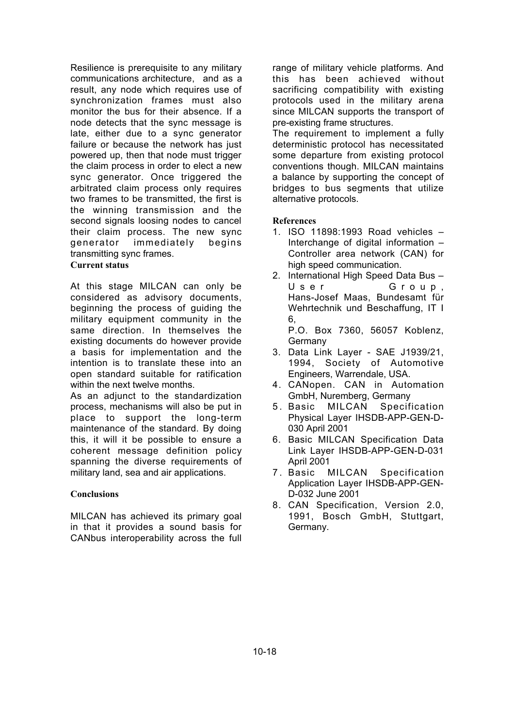Resilience is prerequisite to any military communications architecture, and as a result, any node which requires use of synchronization frames must also monitor the bus for their absence. If a node detects that the sync message is late, either due to a sync generator failure or because the network has just powered up, then that node must trigger the claim process in order to elect a new sync generator. Once triggered the arbitrated claim process only requires two frames to be transmitted, the first is the winning transmission and the second signals loosing nodes to cancel their claim process. The new sync generator immediately begins transmitting sync frames.

**Current status**

At this stage MILCAN can only be considered as advisory documents, beginning the process of guiding the military equipment community in the same direction. In themselves the existing documents do however provide a basis for implementation and the intention is to translate these into an open standard suitable for ratification within the next twelve months.

As an adjunct to the standardization process, mechanisms will also be put in place to support the long-term maintenance of the standard. By doing this, it will it be possible to ensure a coherent message definition policy spanning the diverse requirements of military land, sea and air applications.

**Conclusions**

MILCAN has achieved its primary goal in that it provides a sound basis for CANbus interoperability across the full range of military vehicle platforms. And this has been achieved without sacrificing compatibility with existing protocols used in the military arena since MILCAN supports the transport of pre-existing frame structures.

The requirement to implement a fully deterministic protocol has necessitated some departure from existing protocol conventions though. MILCAN maintains a balance by supporting the concept of bridges to bus segments that utilize alternative protocols.

**References**

1. ISO 11898:1993 Road vehicles – Interchange of digital information – Controller area network (CAN) for high speed communication.
2. International High Speed Data Bus – User Group, Hans-Josef Maas, Bundesamt für Wehrtechnik und Beschaffung, IT I 6, P.O. Box 7360, 56057 Koblenz, Germany
3. Data Link Layer - SAE J1939/21, 1994, Society of Automotive Engineers, Warrendale, USA.
4. CANopen. CAN in Automation GmbH, Nuremberg, Germany
5. Basic MILCAN Specification Physical Layer IHSDB-APP-GEN-D-030 April 2001
6. Basic MILCAN Specification Data Link Layer IHSDB-APP-GEN-D-031 April 2001
7. Basic MILCAN Specification Application Layer IHSDB-APP-GEN-D-032 June 2001
8. CAN Specification, Version 2.0, 1991, Bosch GmbH, Stuttgart, Germany.